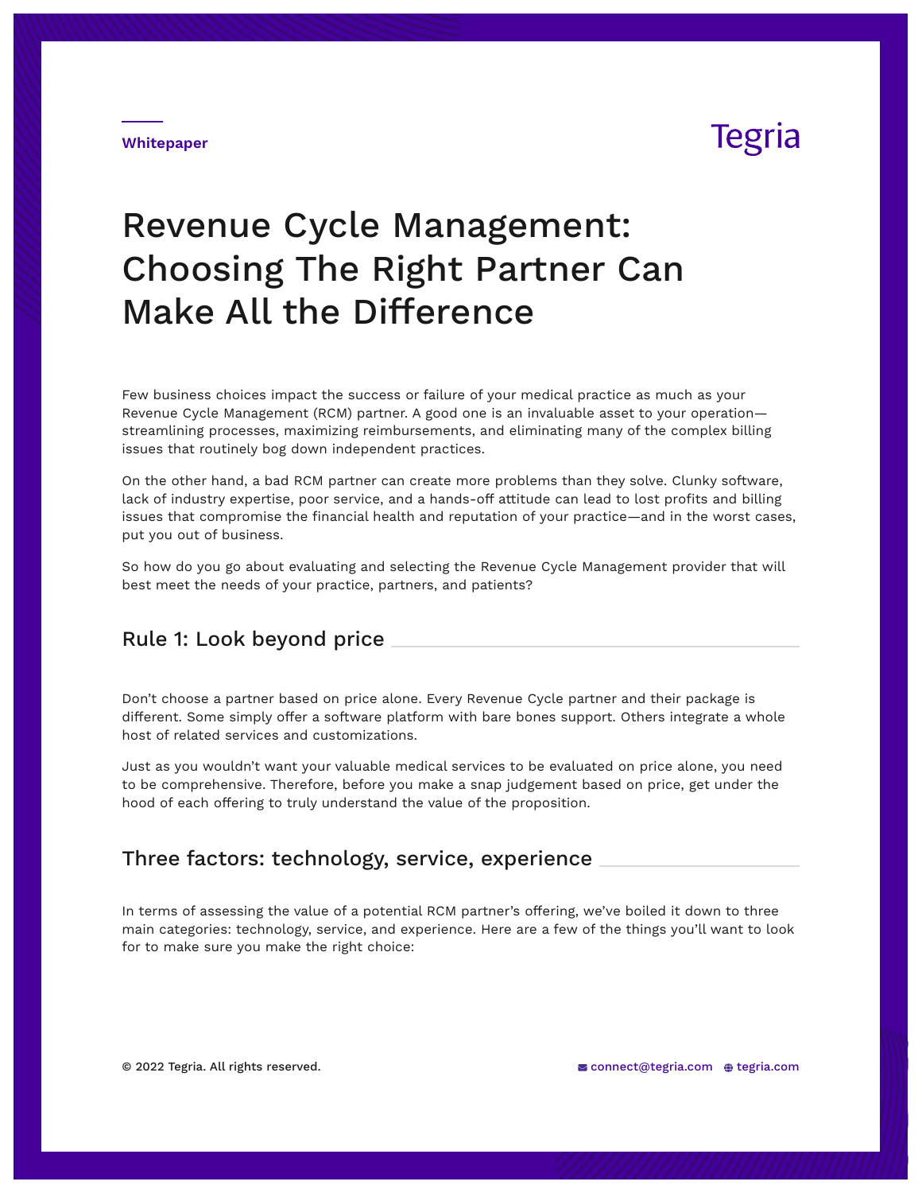Whitepaper

Tegria

# Revenue Cycle Management: Choosing The Right Partner Can Make All the Difference

Few business choices impact the success or failure of your medical practice as much as your Revenue Cycle Management (RCM) partner. A good one is an invaluable asset to your operation—streamlining processes, maximizing reimbursements, and eliminating many of the complex billing issues that routinely bog down independent practices.

On the other hand, a bad RCM partner can create more problems than they solve. Clunky software, lack of industry expertise, poor service, and a hands-off attitude can lead to lost profits and billing issues that compromise the financial health and reputation of your practice—and in the worst cases, put you out of business.

So how do you go about evaluating and selecting the Revenue Cycle Management provider that will best meet the needs of your practice, partners, and patients?

## Rule 1: Look beyond price

Don't choose a partner based on price alone. Every Revenue Cycle partner and their package is different. Some simply offer a software platform with bare bones support. Others integrate a whole host of related services and customizations.

Just as you wouldn't want your valuable medical services to be evaluated on price alone, you need to be comprehensive. Therefore, before you make a snap judgement based on price, get under the hood of each offering to truly understand the value of the proposition.

## Three factors: technology, service, experience

In terms of assessing the value of a potential RCM partner's offering, we've boiled it down to three main categories: technology, service, and experience. Here are a few of the things you'll want to look for to make sure you make the right choice:

© 2022 Tegria. All rights reserved.

connect@tegria.com tegria.com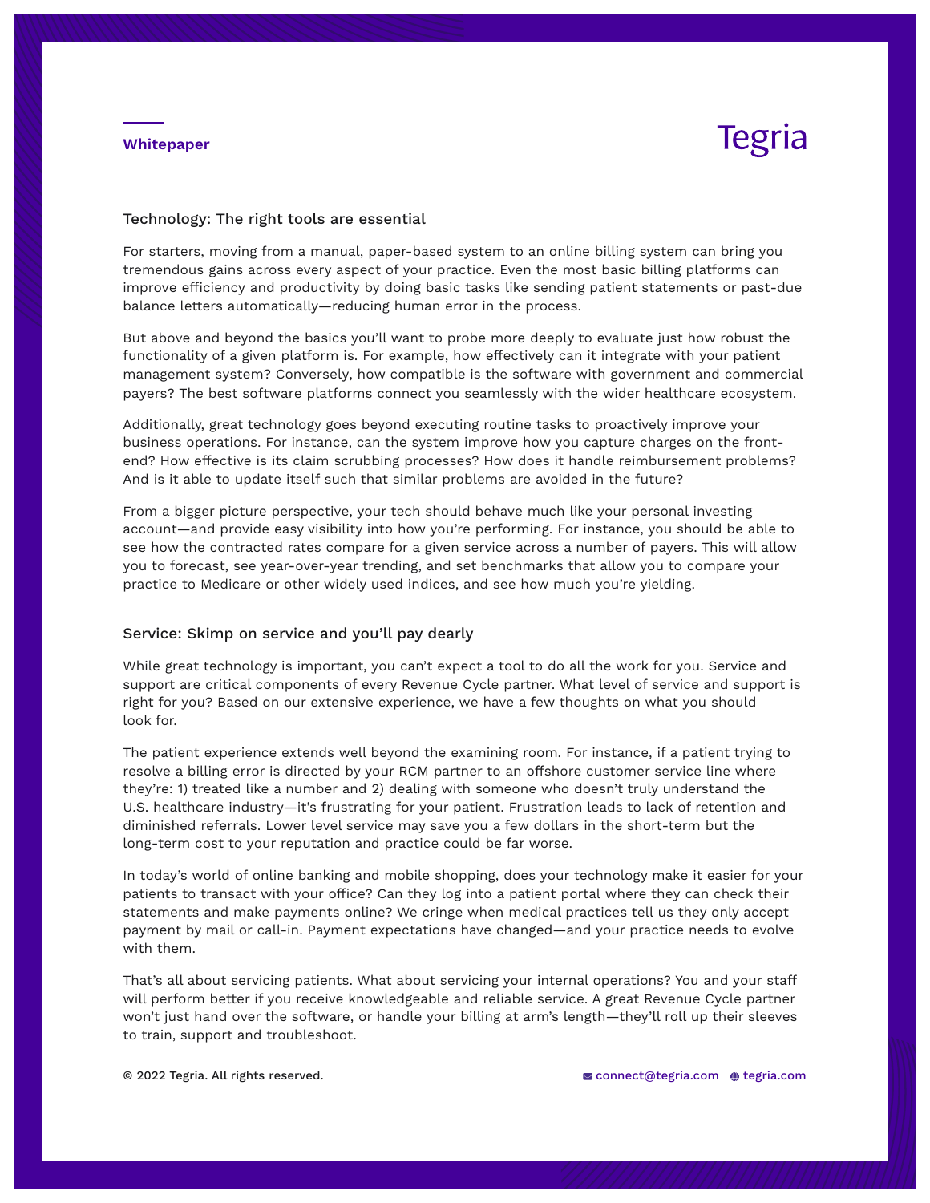## Technology: The right tools are essential

For starters, moving from a manual, paper-based system to an online billing system can bring you tremendous gains across every aspect of your practice. Even the most basic billing platforms can improve efficiency and productivity by doing basic tasks like sending patient statements or past-due balance letters automatically—reducing human error in the process.

But above and beyond the basics you'll want to probe more deeply to evaluate just how robust the functionality of a given platform is. For example, how effectively can it integrate with your patient management system? Conversely, how compatible is the software with government and commercial payers? The best software platforms connect you seamlessly with the wider healthcare ecosystem.

Additionally, great technology goes beyond executing routine tasks to proactively improve your business operations. For instance, can the system improve how you capture charges on the front-end? How effective is its claim scrubbing processes? How does it handle reimbursement problems? And is it able to update itself such that similar problems are avoided in the future?

From a bigger picture perspective, your tech should behave much like your personal investing account—and provide easy visibility into how you're performing. For instance, you should be able to see how the contracted rates compare for a given service across a number of payers. This will allow you to forecast, see year-over-year trending, and set benchmarks that allow you to compare your practice to Medicare or other widely used indices, and see how much you're yielding.

## Service: Skimp on service and you'll pay dearly

While great technology is important, you can't expect a tool to do all the work for you. Service and support are critical components of every Revenue Cycle partner. What level of service and support is right for you? Based on our extensive experience, we have a few thoughts on what you should look for.

The patient experience extends well beyond the examining room. For instance, if a patient trying to resolve a billing error is directed by your RCM partner to an offshore customer service line where they're: 1) treated like a number and 2) dealing with someone who doesn't truly understand the U.S. healthcare industry—it's frustrating for your patient. Frustration leads to lack of retention and diminished referrals. Lower level service may save you a few dollars in the short-term but the long-term cost to your reputation and practice could be far worse.

In today's world of online banking and mobile shopping, does your technology make it easier for your patients to transact with your office? Can they log into a patient portal where they can check their statements and make payments online? We cringe when medical practices tell us they only accept payment by mail or call-in. Payment expectations have changed—and your practice needs to evolve with them.

That's all about servicing patients. What about servicing your internal operations? You and your staff will perform better if you receive knowledgeable and reliable service. A great Revenue Cycle partner won't just hand over the software, or handle your billing at arm's length—they'll roll up their sleeves to train, support and troubleshoot.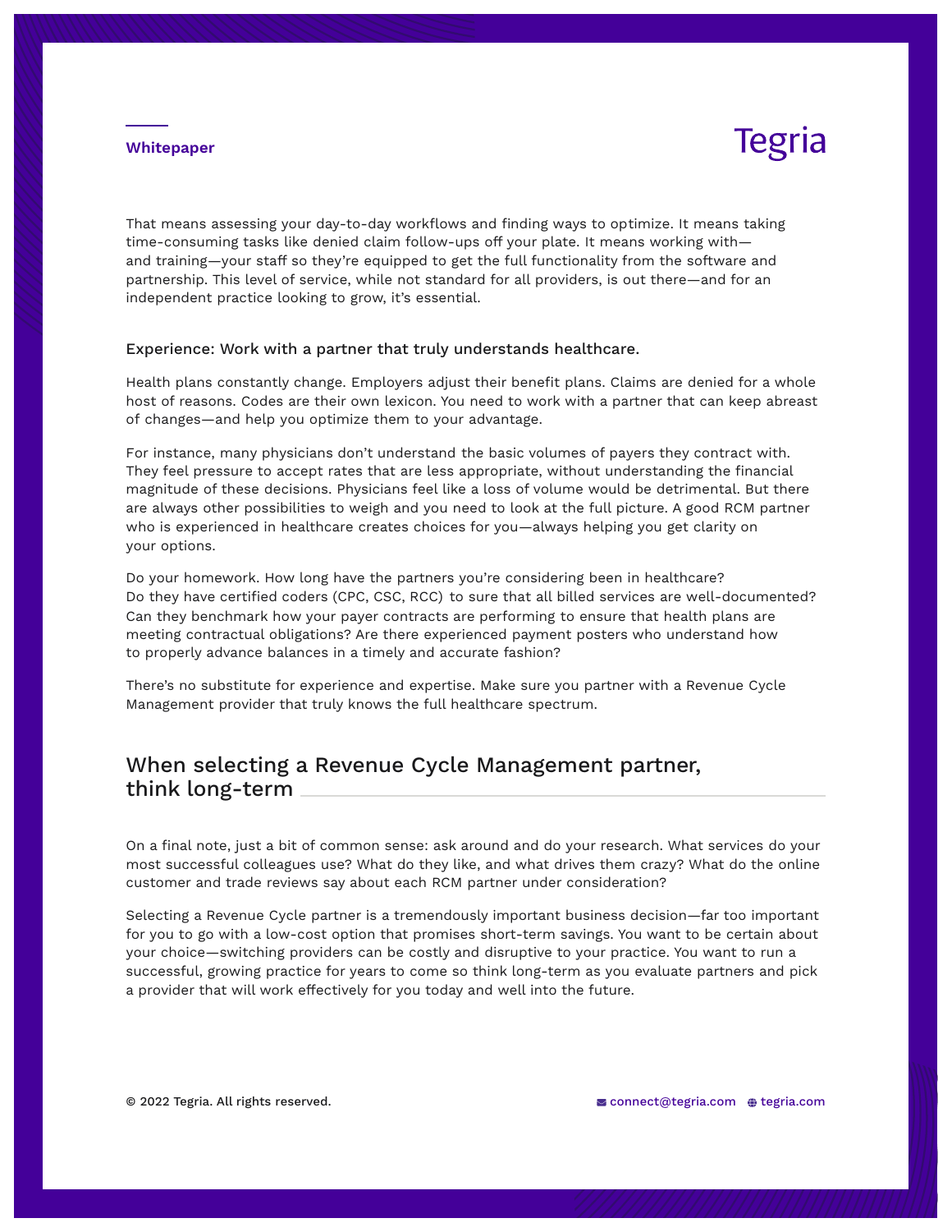That means assessing your day-to-day workflows and finding ways to optimize. It means taking time-consuming tasks like denied claim follow-ups off your plate. It means working with—and training—your staff so they're equipped to get the full functionality from the software and partnership. This level of service, while not standard for all providers, is out there—and for an independent practice looking to grow, it's essential.

### Experience: Work with a partner that truly understands healthcare.

Health plans constantly change. Employers adjust their benefit plans. Claims are denied for a whole host of reasons. Codes are their own lexicon. You need to work with a partner that can keep abreast of changes—and help you optimize them to your advantage.

For instance, many physicians don't understand the basic volumes of payers they contract with. They feel pressure to accept rates that are less appropriate, without understanding the financial magnitude of these decisions. Physicians feel like a loss of volume would be detrimental. But there are always other possibilities to weigh and you need to look at the full picture. A good RCM partner who is experienced in healthcare creates choices for you—always helping you get clarity on your options.

Do your homework. How long have the partners you're considering been in healthcare? Do they have certified coders (CPC, CSC, RCC) to sure that all billed services are well-documented? Can they benchmark how your payer contracts are performing to ensure that health plans are meeting contractual obligations? Are there experienced payment posters who understand how to properly advance balances in a timely and accurate fashion?

There's no substitute for experience and expertise. Make sure you partner with a Revenue Cycle Management provider that truly knows the full healthcare spectrum.

## When selecting a Revenue Cycle Management partner, think long-term

On a final note, just a bit of common sense: ask around and do your research. What services do your most successful colleagues use? What do they like, and what drives them crazy? What do the online customer and trade reviews say about each RCM partner under consideration?

Selecting a Revenue Cycle partner is a tremendously important business decision—far too important for you to go with a low-cost option that promises short-term savings. You want to be certain about your choice—switching providers can be costly and disruptive to your practice. You want to run a successful, growing practice for years to come so think long-term as you evaluate partners and pick a provider that will work effectively for you today and well into the future.

© 2022 Tegria. All rights reserved.

connect@tegria.com tegria.com